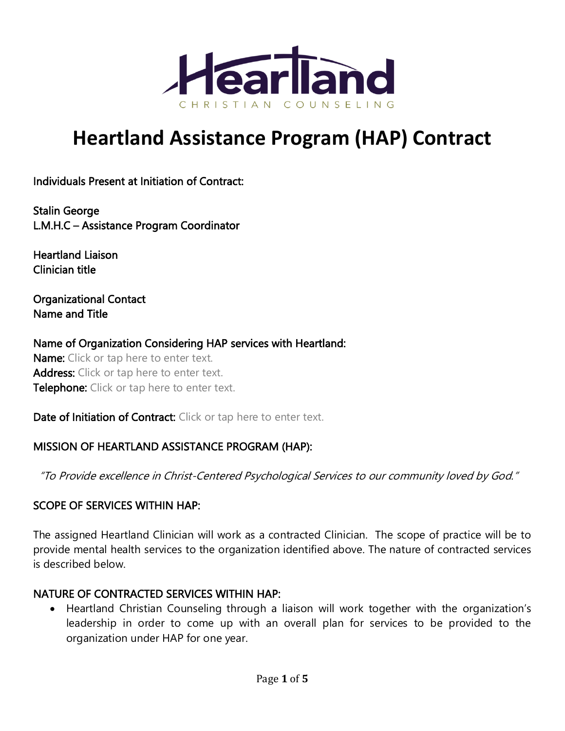Heartland

CHRISTIAN COUNSELING

# Heartland Assistance Program (HAP) Contract

Individuals Present at Initiation of Contract:

Stalin George
L.M.H.C – Assistance Program Coordinator

Heartland Liaison
Clinician title

Organizational Contact
Name and Title

Name of Organization Considering HAP services with Heartland:
**Name:** Click or tap here to enter text.
**Address:** Click or tap here to enter text.
**Telephone:** Click or tap here to enter text.

**Date of Initiation of Contract:** Click or tap here to enter text.

MISSION OF HEARTLAND ASSISTANCE PROGRAM (HAP):

*"To Provide excellence in Christ-Centered Psychological Services to our community loved by God."*

SCOPE OF SERVICES WITHIN HAP:

The assigned Heartland Clinician will work as a contracted Clinician. The scope of practice will be to provide mental health services to the organization identified above. The nature of contracted services is described below.

NATURE OF CONTRACTED SERVICES WITHIN HAP:

- Heartland Christian Counseling through a liaison will work together with the organization's leadership in order to come up with an overall plan for services to be provided to the organization under HAP for one year.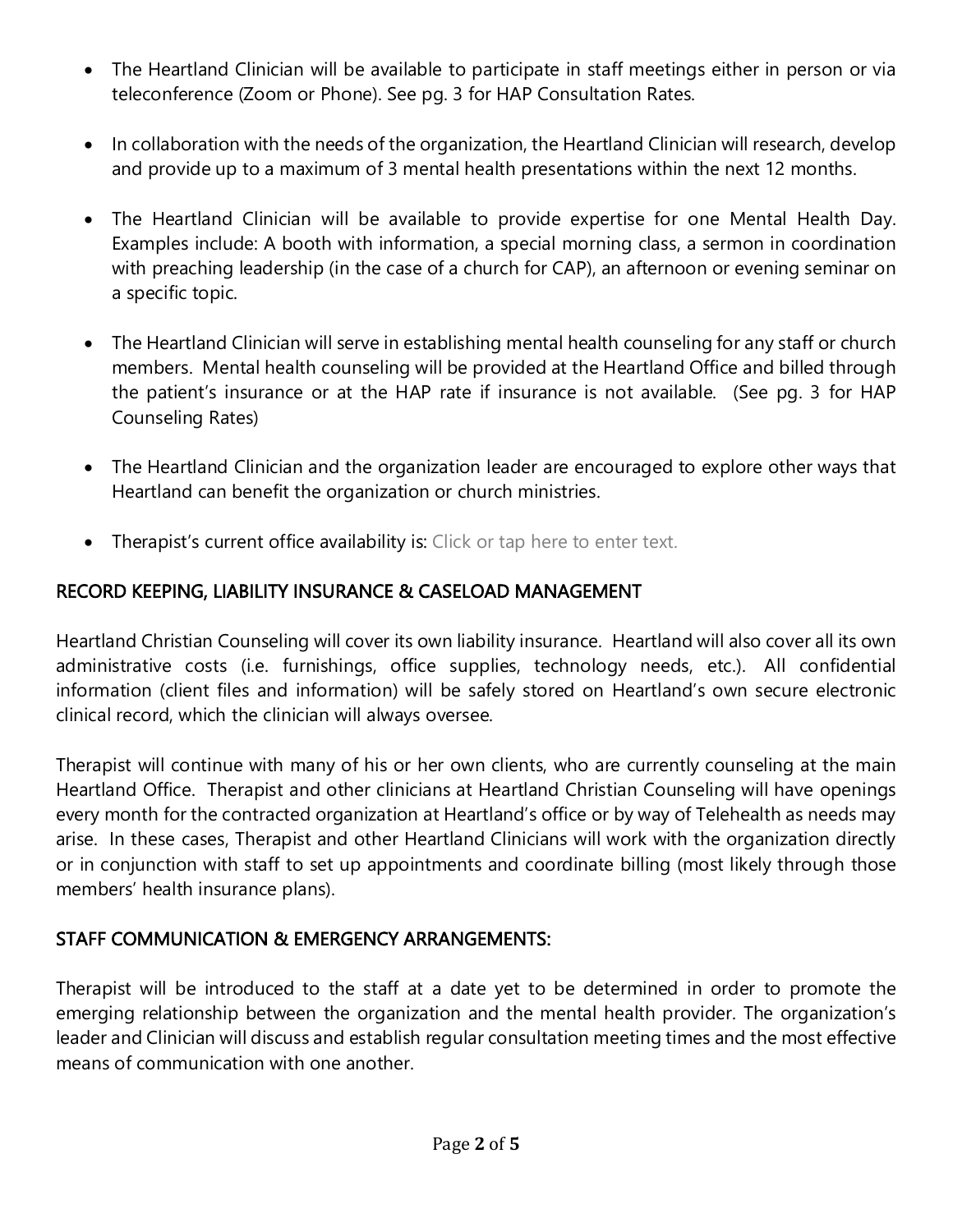- The Heartland Clinician will be available to participate in staff meetings either in person or via teleconference (Zoom or Phone). See pg. 3 for HAP Consultation Rates.
- In collaboration with the needs of the organization, the Heartland Clinician will research, develop and provide up to a maximum of 3 mental health presentations within the next 12 months.
- The Heartland Clinician will be available to provide expertise for one Mental Health Day. Examples include: A booth with information, a special morning class, a sermon in coordination with preaching leadership (in the case of a church for CAP), an afternoon or evening seminar on a specific topic.
- The Heartland Clinician will serve in establishing mental health counseling for any staff or church members. Mental health counseling will be provided at the Heartland Office and billed through the patient's insurance or at the HAP rate if insurance is not available. (See pg. 3 for HAP Counseling Rates)
- The Heartland Clinician and the organization leader are encouraged to explore other ways that Heartland can benefit the organization or church ministries.
- Therapist's current office availability is: Click or tap here to enter text.

## RECORD KEEPING, LIABILITY INSURANCE & CASELOAD MANAGEMENT

Heartland Christian Counseling will cover its own liability insurance. Heartland will also cover all its own administrative costs (i.e. furnishings, office supplies, technology needs, etc.). All confidential information (client files and information) will be safely stored on Heartland's own secure electronic clinical record, which the clinician will always oversee.

Therapist will continue with many of his or her own clients, who are currently counseling at the main Heartland Office. Therapist and other clinicians at Heartland Christian Counseling will have openings every month for the contracted organization at Heartland's office or by way of Telehealth as needs may arise. In these cases, Therapist and other Heartland Clinicians will work with the organization directly or in conjunction with staff to set up appointments and coordinate billing (most likely through those members' health insurance plans).

## STAFF COMMUNICATION & EMERGENCY ARRANGEMENTS:

Therapist will be introduced to the staff at a date yet to be determined in order to promote the emerging relationship between the organization and the mental health provider. The organization's leader and Clinician will discuss and establish regular consultation meeting times and the most effective means of communication with one another.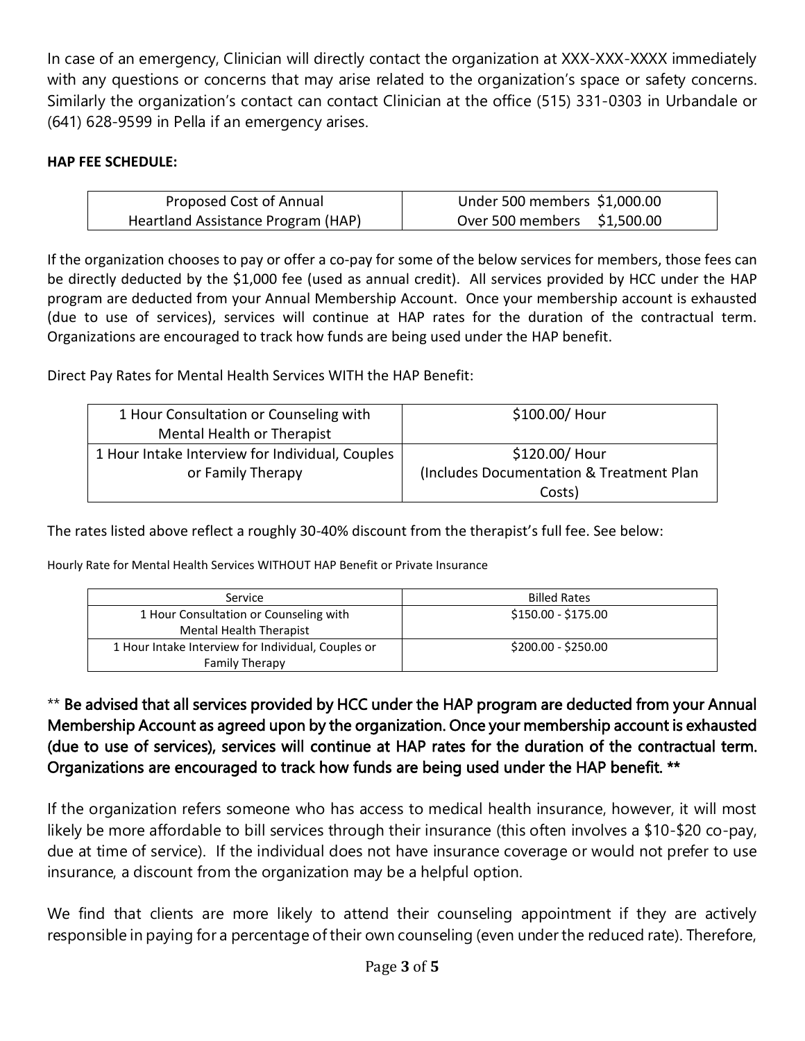In case of an emergency, Clinician will directly contact the organization at XXX-XXX-XXXX immediately with any questions or concerns that may arise related to the organization's space or safety concerns. Similarly the organization's contact can contact Clinician at the office (515) 331-0303 in Urbandale or (641) 628-9599 in Pella if an emergency arises.

**HAP FEE SCHEDULE:**

| Proposed Cost of Annual Heartland Assistance Program (HAP) | Under 500 members $1,000.00<br>Over 500 members $1,500.00 |
|---|---|

If the organization chooses to pay or offer a co-pay for some of the below services for members, those fees can be directly deducted by the $1,000 fee (used as annual credit). All services provided by HCC under the HAP program are deducted from your Annual Membership Account. Once your membership account is exhausted (due to use of services), services will continue at HAP rates for the duration of the contractual term. Organizations are encouraged to track how funds are being used under the HAP benefit.

Direct Pay Rates for Mental Health Services WITH the HAP Benefit:

| 1 Hour Consultation or Counseling with Mental Health or Therapist | $100.00/ Hour |
|---|---|
| 1 Hour Intake Interview for Individual, Couples or Family Therapy | $120.00/ Hour (Includes Documentation & Treatment Plan Costs) |

The rates listed above reflect a roughly 30-40% discount from the therapist's full fee. See below:

Hourly Rate for Mental Health Services WITHOUT HAP Benefit or Private Insurance

| Service | Billed Rates |
|---|---|
| 1 Hour Consultation or Counseling with Mental Health Therapist | $150.00 - $175.00 |
| 1 Hour Intake Interview for Individual, Couples or Family Therapy | $200.00 - $250.00 |

** Be advised that all services provided by HCC under the HAP program are deducted from your Annual Membership Account as agreed upon by the organization. Once your membership account is exhausted (due to use of services), services will continue at HAP rates for the duration of the contractual term. Organizations are encouraged to track how funds are being used under the HAP benefit. **

If the organization refers someone who has access to medical health insurance, however, it will most likely be more affordable to bill services through their insurance (this often involves a $10-$20 co-pay, due at time of service). If the individual does not have insurance coverage or would not prefer to use insurance, a discount from the organization may be a helpful option.

We find that clients are more likely to attend their counseling appointment if they are actively responsible in paying for a percentage of their own counseling (even under the reduced rate). Therefore,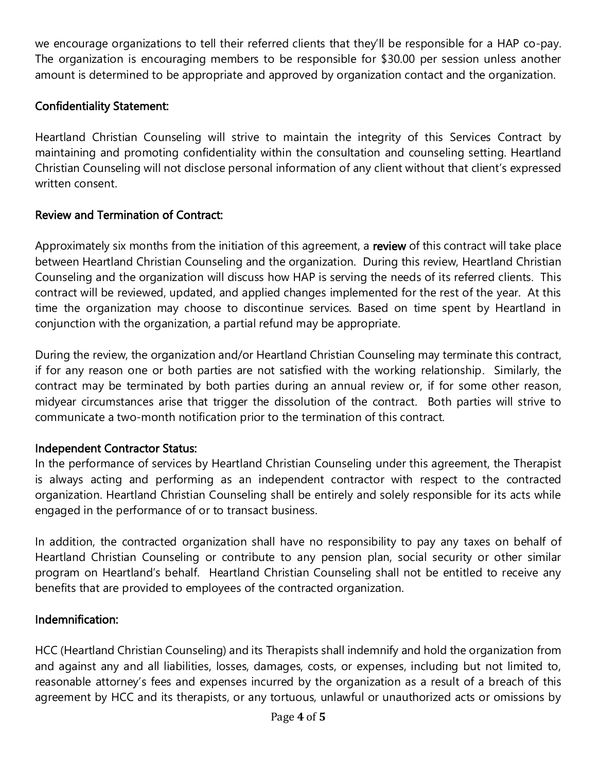we encourage organizations to tell their referred clients that they'll be responsible for a HAP co-pay. The organization is encouraging members to be responsible for $30.00 per session unless another amount is determined to be appropriate and approved by organization contact and the organization.

## Confidentiality Statement:

Heartland Christian Counseling will strive to maintain the integrity of this Services Contract by maintaining and promoting confidentiality within the consultation and counseling setting. Heartland Christian Counseling will not disclose personal information of any client without that client's expressed written consent.

## Review and Termination of Contract:

Approximately six months from the initiation of this agreement, a **review** of this contract will take place between Heartland Christian Counseling and the organization. During this review, Heartland Christian Counseling and the organization will discuss how HAP is serving the needs of its referred clients. This contract will be reviewed, updated, and applied changes implemented for the rest of the year. At this time the organization may choose to discontinue services. Based on time spent by Heartland in conjunction with the organization, a partial refund may be appropriate.

During the review, the organization and/or Heartland Christian Counseling may terminate this contract, if for any reason one or both parties are not satisfied with the working relationship. Similarly, the contract may be terminated by both parties during an annual review or, if for some other reason, midyear circumstances arise that trigger the dissolution of the contract. Both parties will strive to communicate a two-month notification prior to the termination of this contract.

## Independent Contractor Status:

In the performance of services by Heartland Christian Counseling under this agreement, the Therapist is always acting and performing as an independent contractor with respect to the contracted organization. Heartland Christian Counseling shall be entirely and solely responsible for its acts while engaged in the performance of or to transact business.

In addition, the contracted organization shall have no responsibility to pay any taxes on behalf of Heartland Christian Counseling or contribute to any pension plan, social security or other similar program on Heartland's behalf. Heartland Christian Counseling shall not be entitled to receive any benefits that are provided to employees of the contracted organization.

## Indemnification:

HCC (Heartland Christian Counseling) and its Therapists shall indemnify and hold the organization from and against any and all liabilities, losses, damages, costs, or expenses, including but not limited to, reasonable attorney's fees and expenses incurred by the organization as a result of a breach of this agreement by HCC and its therapists, or any tortuous, unlawful or unauthorized acts or omissions by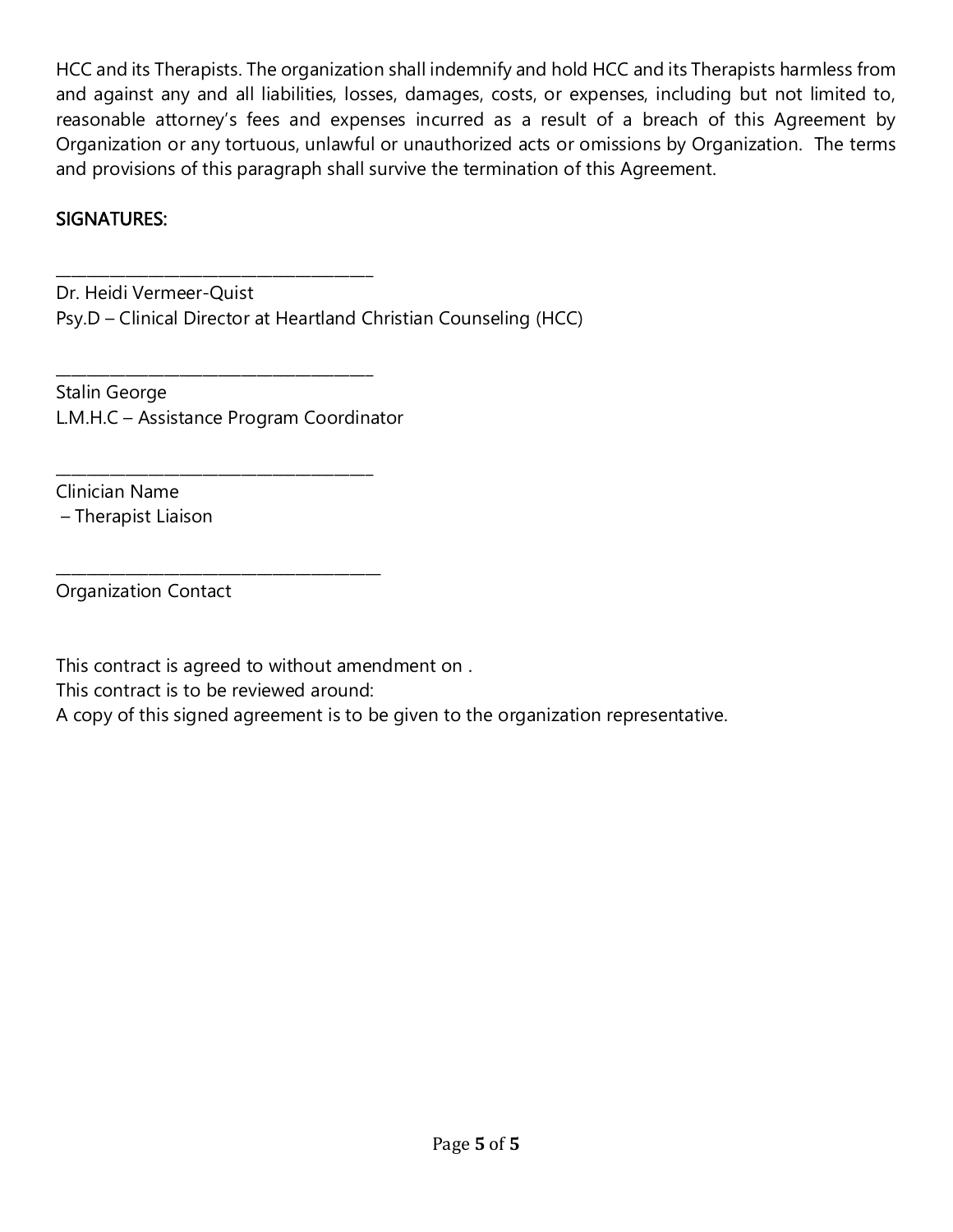HCC and its Therapists. The organization shall indemnify and hold HCC and its Therapists harmless from and against any and all liabilities, losses, damages, costs, or expenses, including but not limited to, reasonable attorney's fees and expenses incurred as a result of a breach of this Agreement by Organization or any tortuous, unlawful or unauthorized acts or omissions by Organization. The terms and provisions of this paragraph shall survive the termination of this Agreement.

SIGNATURES:

_______________________________________
Dr. Heidi Vermeer-Quist
Psy.D – Clinical Director at Heartland Christian Counseling (HCC)

_______________________________________
Stalin George
L.M.H.C – Assistance Program Coordinator

_______________________________________
Clinician Name
– Therapist Liaison

_______________________________________
Organization Contact

This contract is agreed to without amendment on .
This contract is to be reviewed around:
A copy of this signed agreement is to be given to the organization representative.